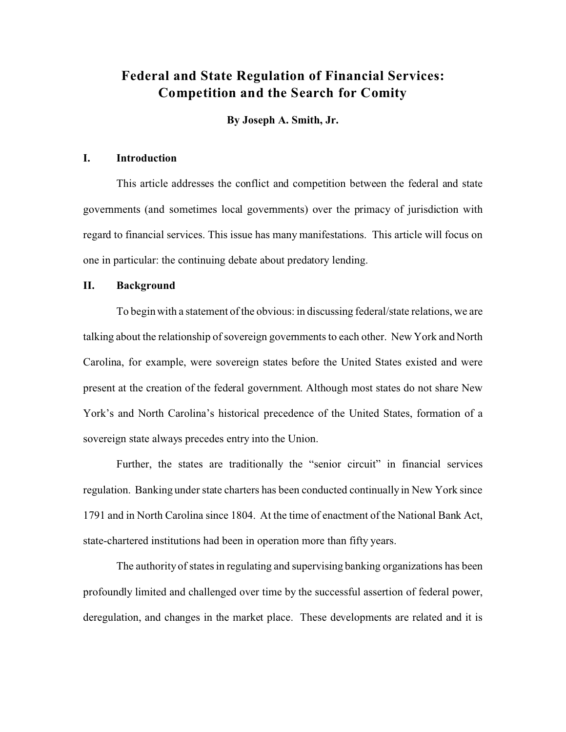# Federal and State Regulation of Financial Services: Competition and the Search for Comity

**By Joseph A. Smith, Jr.**

## I. Introduction

This article addresses the conflict and competition between the federal and state governments (and sometimes local governments) over the primacy of jurisdiction with regard to financial services. This issue has many manifestations. This article will focus on one in particular: the continuing debate about predatory lending.

## II. Background

To begin with a statement of the obvious: in discussing federal/state relations, we are talking about the relationship of sovereign governments to each other. New York and North Carolina, for example, were sovereign states before the United States existed and were present at the creation of the federal government. Although most states do not share New York's and North Carolina's historical precedence of the United States, formation of a sovereign state always precedes entry into the Union.

Further, the states are traditionally the "senior circuit" in financial services regulation. Banking under state charters has been conducted continually in New York since 1791 and in North Carolina since 1804. At the time of enactment of the National Bank Act, state-chartered institutions had been in operation more than fifty years.

The authority of states in regulating and supervising banking organizations has been profoundly limited and challenged over time by the successful assertion of federal power, deregulation, and changes in the market place. These developments are related and it is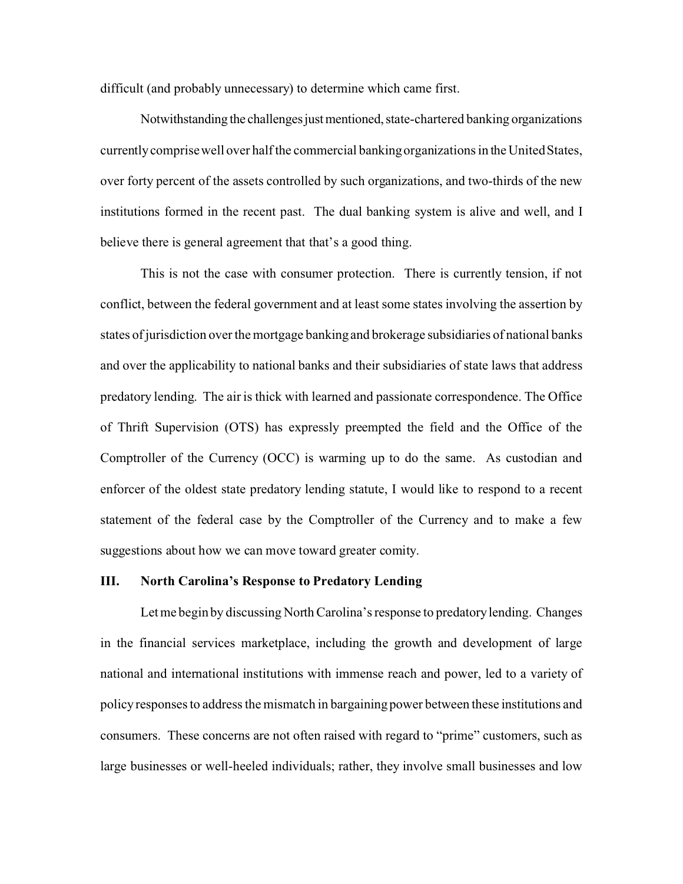difficult (and probably unnecessary) to determine which came first.

Notwithstanding the challenges just mentioned, state-chartered banking organizations currently comprise well over half the commercial banking organizations in the United States, over forty percent of the assets controlled by such organizations, and two-thirds of the new institutions formed in the recent past. The dual banking system is alive and well, and I believe there is general agreement that that's a good thing.

This is not the case with consumer protection. There is currently tension, if not conflict, between the federal government and at least some states involving the assertion by states of jurisdiction over the mortgage banking and brokerage subsidiaries of national banks and over the applicability to national banks and their subsidiaries of state laws that address predatory lending. The air is thick with learned and passionate correspondence. The Office of Thrift Supervision (OTS) has expressly preempted the field and the Office of the Comptroller of the Currency (OCC) is warming up to do the same. As custodian and enforcer of the oldest state predatory lending statute, I would like to respond to a recent statement of the federal case by the Comptroller of the Currency and to make a few suggestions about how we can move toward greater comity.

## III. North Carolina's Response to Predatory Lending

Let me begin by discussing North Carolina's response to predatory lending. Changes in the financial services marketplace, including the growth and development of large national and international institutions with immense reach and power, led to a variety of policy responses to address the mismatch in bargaining power between these institutions and consumers. These concerns are not often raised with regard to "prime" customers, such as large businesses or well-heeled individuals; rather, they involve small businesses and low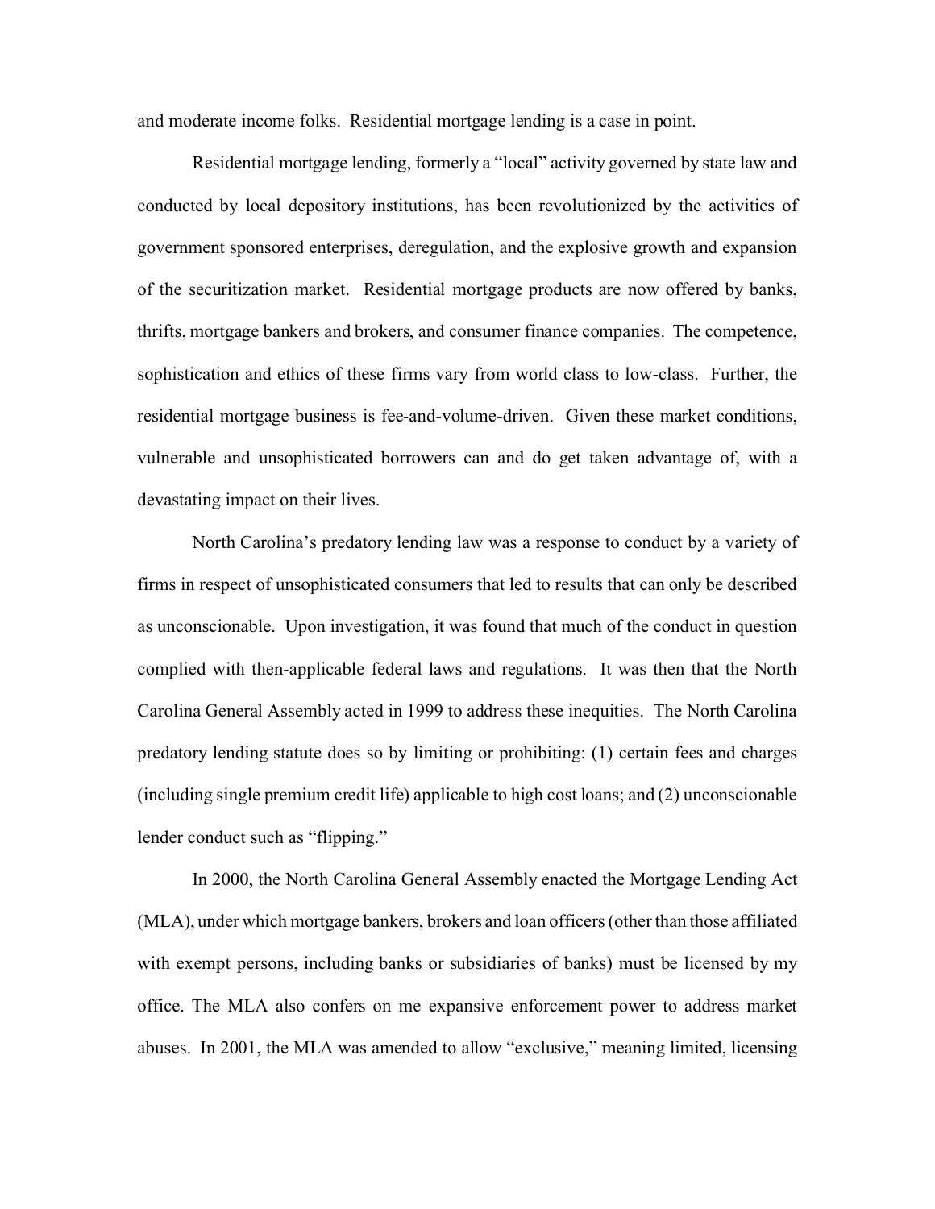and moderate income folks. Residential mortgage lending is a case in point.

Residential mortgage lending, formerly a "local" activity governed by state law and conducted by local depository institutions, has been revolutionized by the activities of government sponsored enterprises, deregulation, and the explosive growth and expansion of the securitization market. Residential mortgage products are now offered by banks, thrifts, mortgage bankers and brokers, and consumer finance companies. The competence, sophistication and ethics of these firms vary from world class to low-class. Further, the residential mortgage business is fee-and-volume-driven. Given these market conditions, vulnerable and unsophisticated borrowers can and do get taken advantage of, with a devastating impact on their lives.

North Carolina's predatory lending law was a response to conduct by a variety of firms in respect of unsophisticated consumers that led to results that can only be described as unconscionable. Upon investigation, it was found that much of the conduct in question complied with then-applicable federal laws and regulations. It was then that the North Carolina General Assembly acted in 1999 to address these inequities. The North Carolina predatory lending statute does so by limiting or prohibiting: (1) certain fees and charges (including single premium credit life) applicable to high cost loans; and (2) unconscionable lender conduct such as "flipping."

In 2000, the North Carolina General Assembly enacted the Mortgage Lending Act (MLA), under which mortgage bankers, brokers and loan officers (other than those affiliated with exempt persons, including banks or subsidiaries of banks) must be licensed by my office. The MLA also confers on me expansive enforcement power to address market abuses. In 2001, the MLA was amended to allow "exclusive," meaning limited, licensing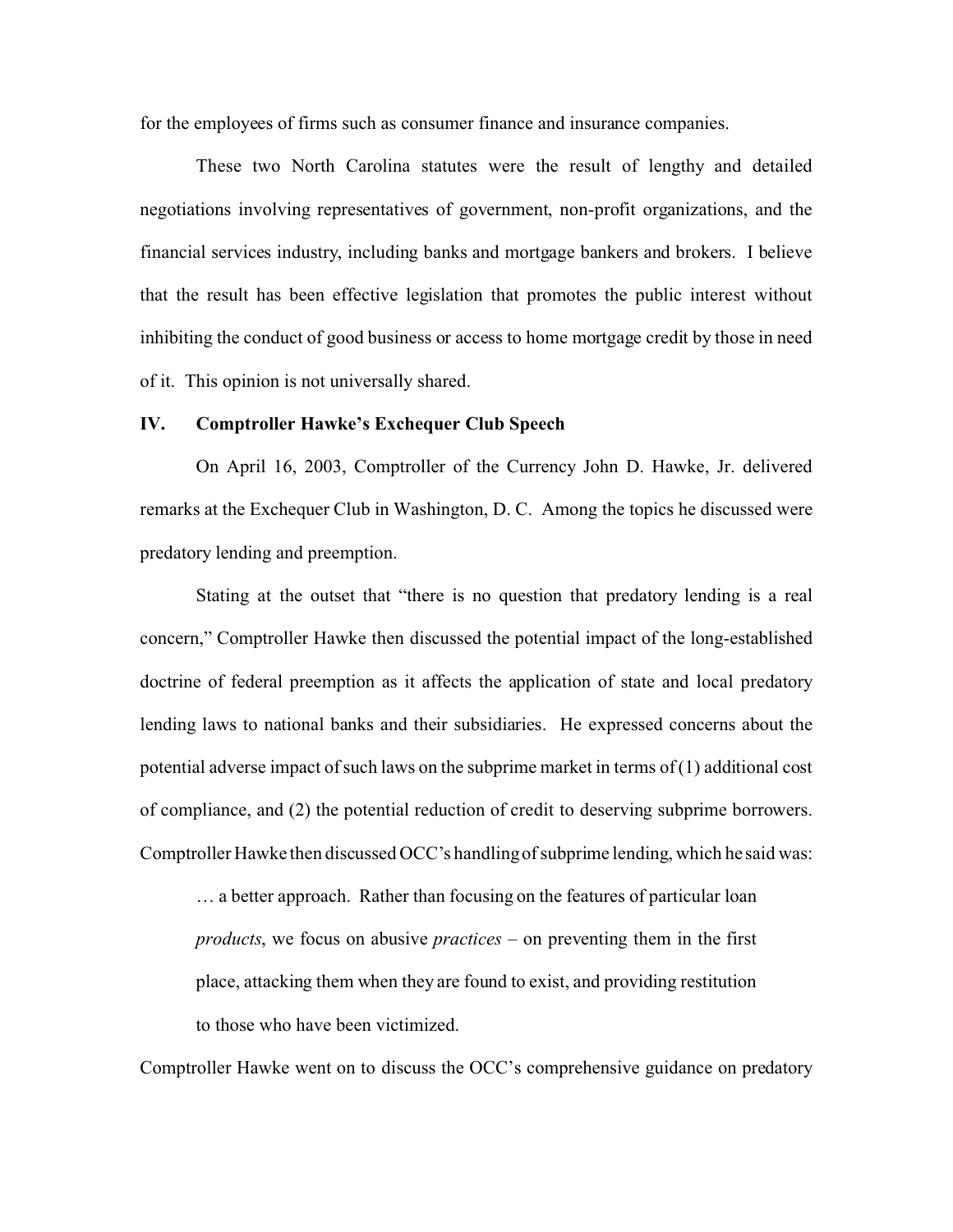for the employees of firms such as consumer finance and insurance companies.

These two North Carolina statutes were the result of lengthy and detailed negotiations involving representatives of government, non-profit organizations, and the financial services industry, including banks and mortgage bankers and brokers. I believe that the result has been effective legislation that promotes the public interest without inhibiting the conduct of good business or access to home mortgage credit by those in need of it. This opinion is not universally shared.

## IV. Comptroller Hawke's Exchequer Club Speech

On April 16, 2003, Comptroller of the Currency John D. Hawke, Jr. delivered remarks at the Exchequer Club in Washington, D. C. Among the topics he discussed were predatory lending and preemption.

Stating at the outset that "there is no question that predatory lending is a real concern," Comptroller Hawke then discussed the potential impact of the long-established doctrine of federal preemption as it affects the application of state and local predatory lending laws to national banks and their subsidiaries. He expressed concerns about the potential adverse impact of such laws on the subprime market in terms of (1) additional cost of compliance, and (2) the potential reduction of credit to deserving subprime borrowers. Comptroller Hawke then discussed OCC's handling of subprime lending, which he said was:

> … a better approach. Rather than focusing on the features of particular loan *products*, we focus on abusive *practices* – on preventing them in the first place, attacking them when they are found to exist, and providing restitution to those who have been victimized.

Comptroller Hawke went on to discuss the OCC's comprehensive guidance on predatory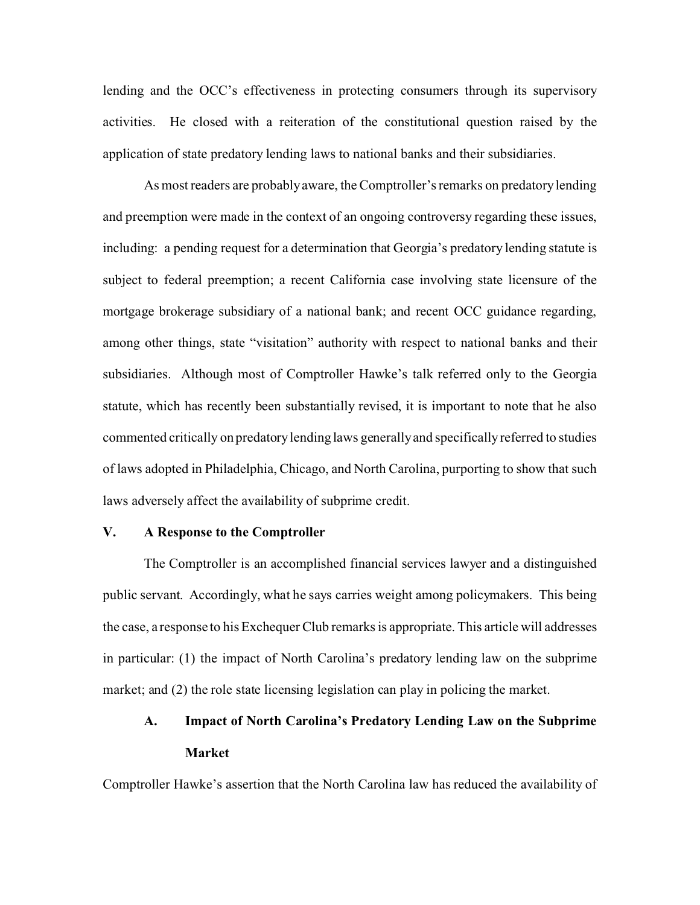lending and the OCC's effectiveness in protecting consumers through its supervisory activities. He closed with a reiteration of the constitutional question raised by the application of state predatory lending laws to national banks and their subsidiaries.

As most readers are probably aware, the Comptroller's remarks on predatory lending and preemption were made in the context of an ongoing controversy regarding these issues, including: a pending request for a determination that Georgia's predatory lending statute is subject to federal preemption; a recent California case involving state licensure of the mortgage brokerage subsidiary of a national bank; and recent OCC guidance regarding, among other things, state "visitation" authority with respect to national banks and their subsidiaries. Although most of Comptroller Hawke's talk referred only to the Georgia statute, which has recently been substantially revised, it is important to note that he also commented critically on predatory lending laws generally and specifically referred to studies of laws adopted in Philadelphia, Chicago, and North Carolina, purporting to show that such laws adversely affect the availability of subprime credit.

## V. A Response to the Comptroller

The Comptroller is an accomplished financial services lawyer and a distinguished public servant. Accordingly, what he says carries weight among policymakers. This being the case, a response to his Exchequer Club remarks is appropriate. This article will addresses in particular: (1) the impact of North Carolina's predatory lending law on the subprime market; and (2) the role state licensing legislation can play in policing the market.

### A. Impact of North Carolina's Predatory Lending Law on the Subprime Market

Comptroller Hawke's assertion that the North Carolina law has reduced the availability of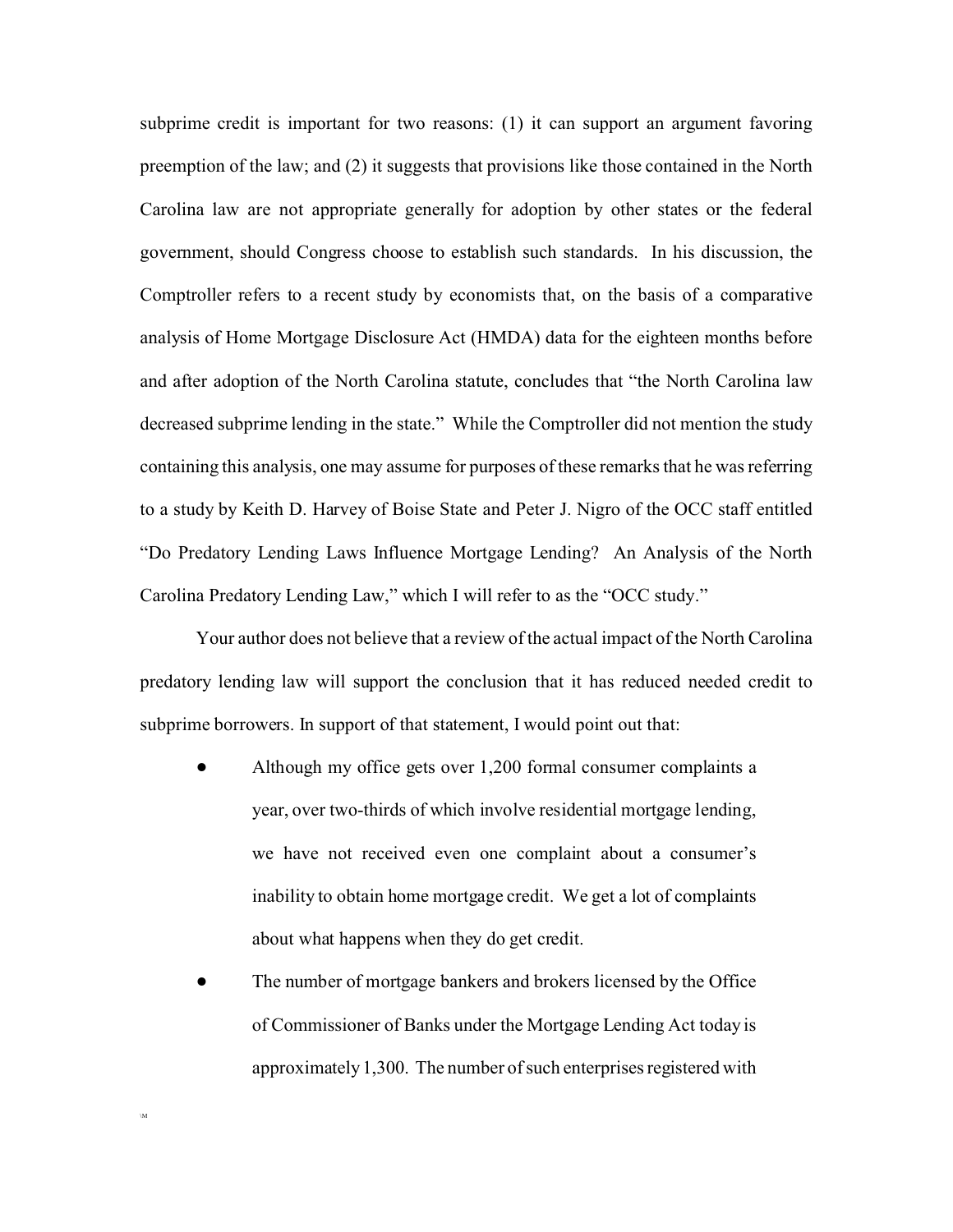subprime credit is important for two reasons: (1) it can support an argument favoring preemption of the law; and (2) it suggests that provisions like those contained in the North Carolina law are not appropriate generally for adoption by other states or the federal government, should Congress choose to establish such standards. In his discussion, the Comptroller refers to a recent study by economists that, on the basis of a comparative analysis of Home Mortgage Disclosure Act (HMDA) data for the eighteen months before and after adoption of the North Carolina statute, concludes that "the North Carolina law decreased subprime lending in the state." While the Comptroller did not mention the study containing this analysis, one may assume for purposes of these remarks that he was referring to a study by Keith D. Harvey of Boise State and Peter J. Nigro of the OCC staff entitled "Do Predatory Lending Laws Influence Mortgage Lending? An Analysis of the North Carolina Predatory Lending Law," which I will refer to as the "OCC study."

Your author does not believe that a review of the actual impact of the North Carolina predatory lending law will support the conclusion that it has reduced needed credit to subprime borrowers. In support of that statement, I would point out that:

- Although my office gets over 1,200 formal consumer complaints a year, over two-thirds of which involve residential mortgage lending, we have not received even one complaint about a consumer's inability to obtain home mortgage credit. We get a lot of complaints about what happens when they do get credit.
- The number of mortgage bankers and brokers licensed by the Office of Commissioner of Banks under the Mortgage Lending Act today is approximately 1,300. The number of such enterprises registered with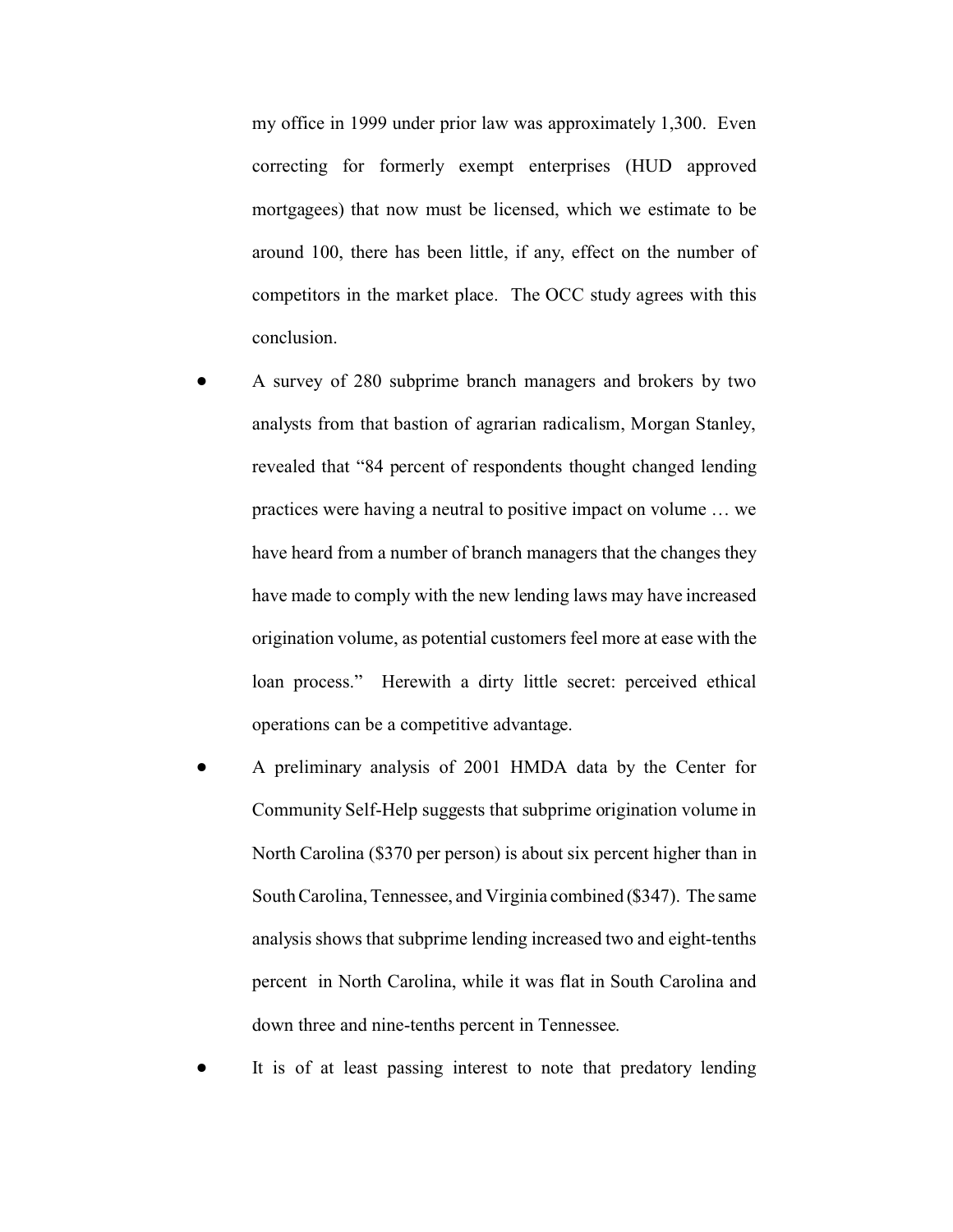my office in 1999 under prior law was approximately 1,300. Even correcting for formerly exempt enterprises (HUD approved mortgagees) that now must be licensed, which we estimate to be around 100, there has been little, if any, effect on the number of competitors in the market place. The OCC study agrees with this conclusion.

- A survey of 280 subprime branch managers and brokers by two analysts from that bastion of agrarian radicalism, Morgan Stanley, revealed that "84 percent of respondents thought changed lending practices were having a neutral to positive impact on volume … we have heard from a number of branch managers that the changes they have made to comply with the new lending laws may have increased origination volume, as potential customers feel more at ease with the loan process." Herewith a dirty little secret: perceived ethical operations can be a competitive advantage.
- A preliminary analysis of 2001 HMDA data by the Center for Community Self-Help suggests that subprime origination volume in North Carolina ($370 per person) is about six percent higher than in South Carolina, Tennessee, and Virginia combined ($347). The same analysis shows that subprime lending increased two and eight-tenths percent in North Carolina, while it was flat in South Carolina and down three and nine-tenths percent in Tennessee.
- It is of at least passing interest to note that predatory lending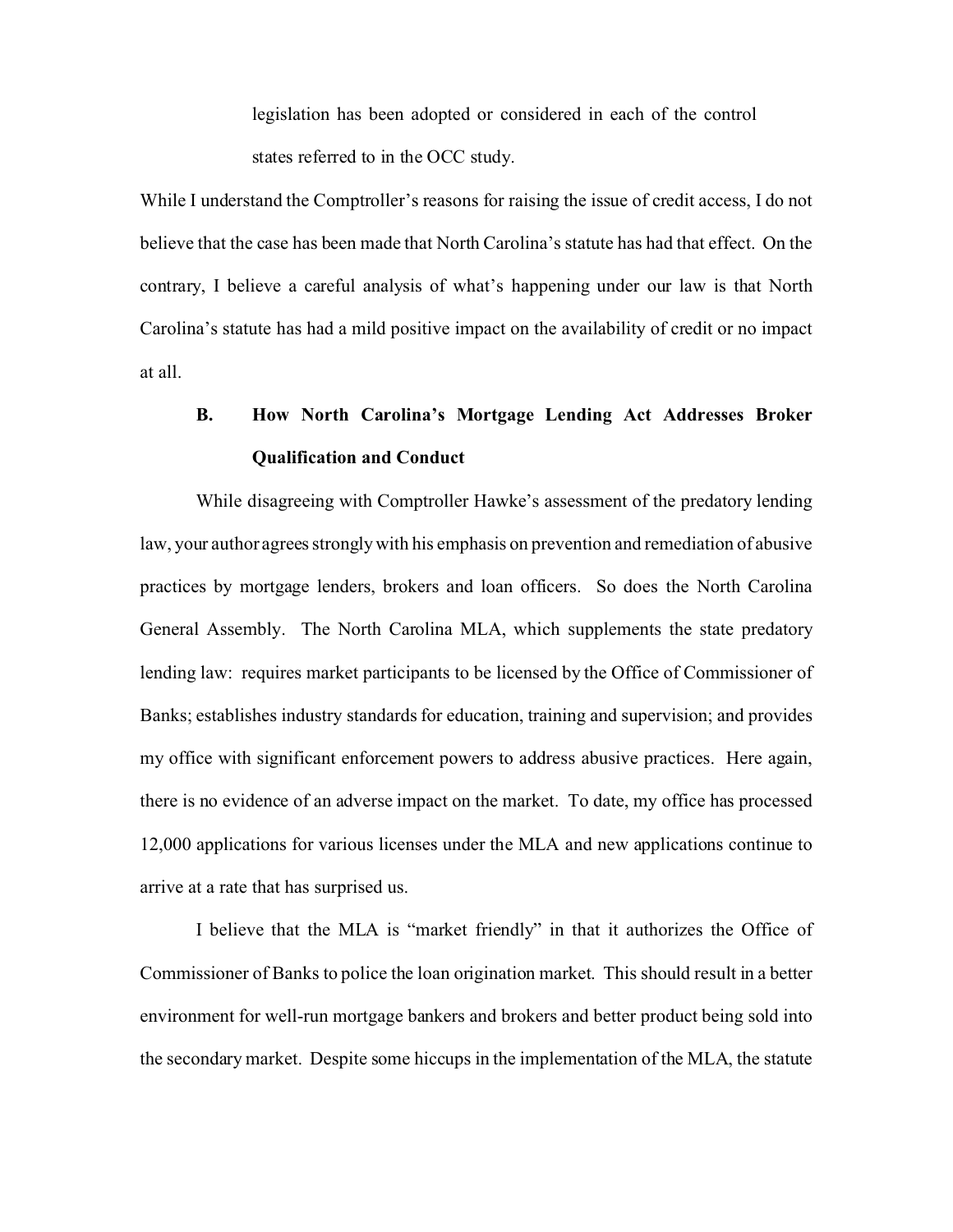legislation has been adopted or considered in each of the control states referred to in the OCC study.

While I understand the Comptroller's reasons for raising the issue of credit access, I do not believe that the case has been made that North Carolina's statute has had that effect. On the contrary, I believe a careful analysis of what's happening under our law is that North Carolina's statute has had a mild positive impact on the availability of credit or no impact at all.

### B. How North Carolina's Mortgage Lending Act Addresses Broker Qualification and Conduct

While disagreeing with Comptroller Hawke's assessment of the predatory lending law, your author agrees strongly with his emphasis on prevention and remediation of abusive practices by mortgage lenders, brokers and loan officers. So does the North Carolina General Assembly. The North Carolina MLA, which supplements the state predatory lending law: requires market participants to be licensed by the Office of Commissioner of Banks; establishes industry standards for education, training and supervision; and provides my office with significant enforcement powers to address abusive practices. Here again, there is no evidence of an adverse impact on the market. To date, my office has processed 12,000 applications for various licenses under the MLA and new applications continue to arrive at a rate that has surprised us.

I believe that the MLA is "market friendly" in that it authorizes the Office of Commissioner of Banks to police the loan origination market. This should result in a better environment for well-run mortgage bankers and brokers and better product being sold into the secondary market. Despite some hiccups in the implementation of the MLA, the statute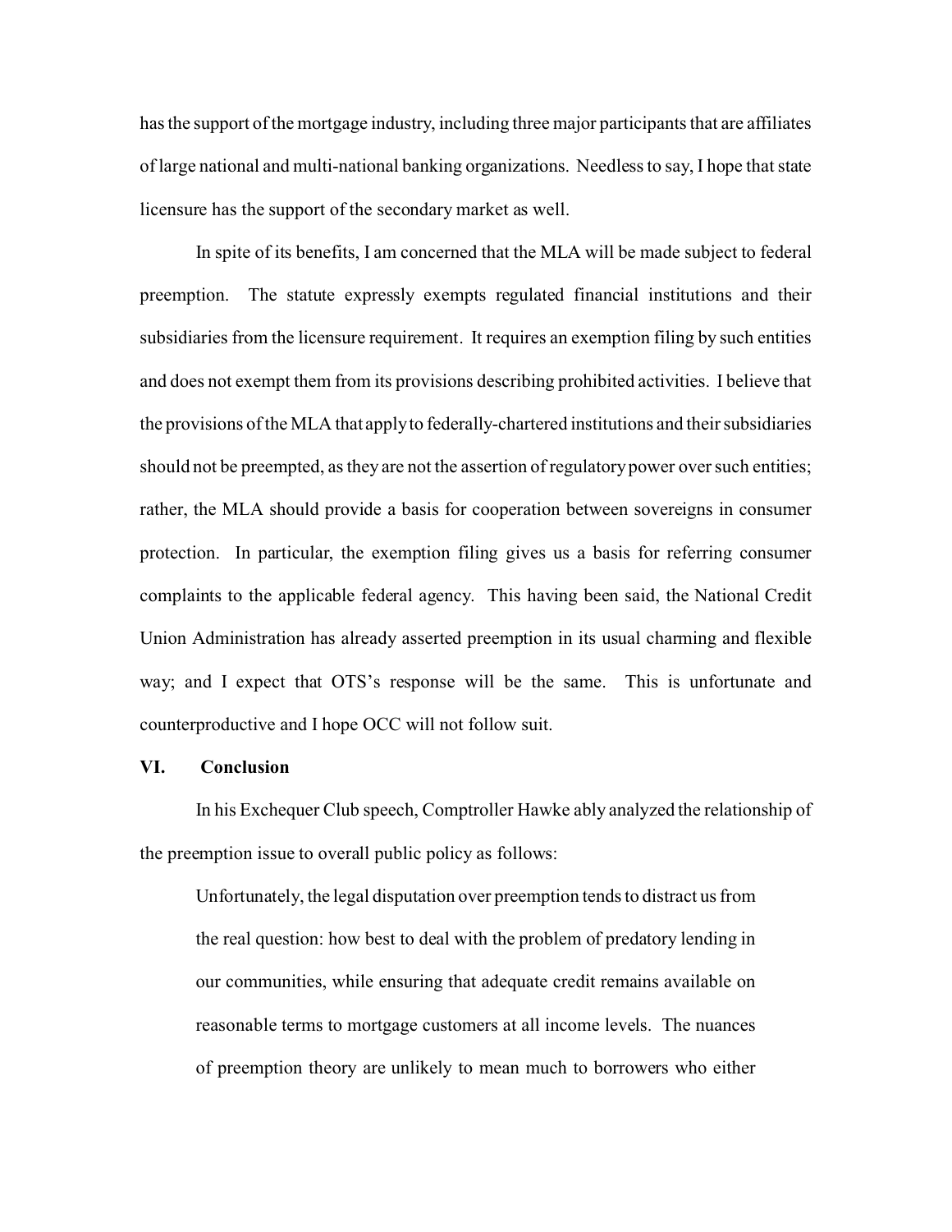has the support of the mortgage industry, including three major participants that are affiliates of large national and multi-national banking organizations. Needless to say, I hope that state licensure has the support of the secondary market as well.

In spite of its benefits, I am concerned that the MLA will be made subject to federal preemption. The statute expressly exempts regulated financial institutions and their subsidiaries from the licensure requirement. It requires an exemption filing by such entities and does not exempt them from its provisions describing prohibited activities. I believe that the provisions of the MLA that apply to federally-chartered institutions and their subsidiaries should not be preempted, as they are not the assertion of regulatory power over such entities; rather, the MLA should provide a basis for cooperation between sovereigns in consumer protection. In particular, the exemption filing gives us a basis for referring consumer complaints to the applicable federal agency. This having been said, the National Credit Union Administration has already asserted preemption in its usual charming and flexible way; and I expect that OTS's response will be the same. This is unfortunate and counterproductive and I hope OCC will not follow suit.

## VI. Conclusion

In his Exchequer Club speech, Comptroller Hawke ably analyzed the relationship of the preemption issue to overall public policy as follows:

> Unfortunately, the legal disputation over preemption tends to distract us from the real question: how best to deal with the problem of predatory lending in our communities, while ensuring that adequate credit remains available on reasonable terms to mortgage customers at all income levels. The nuances of preemption theory are unlikely to mean much to borrowers who either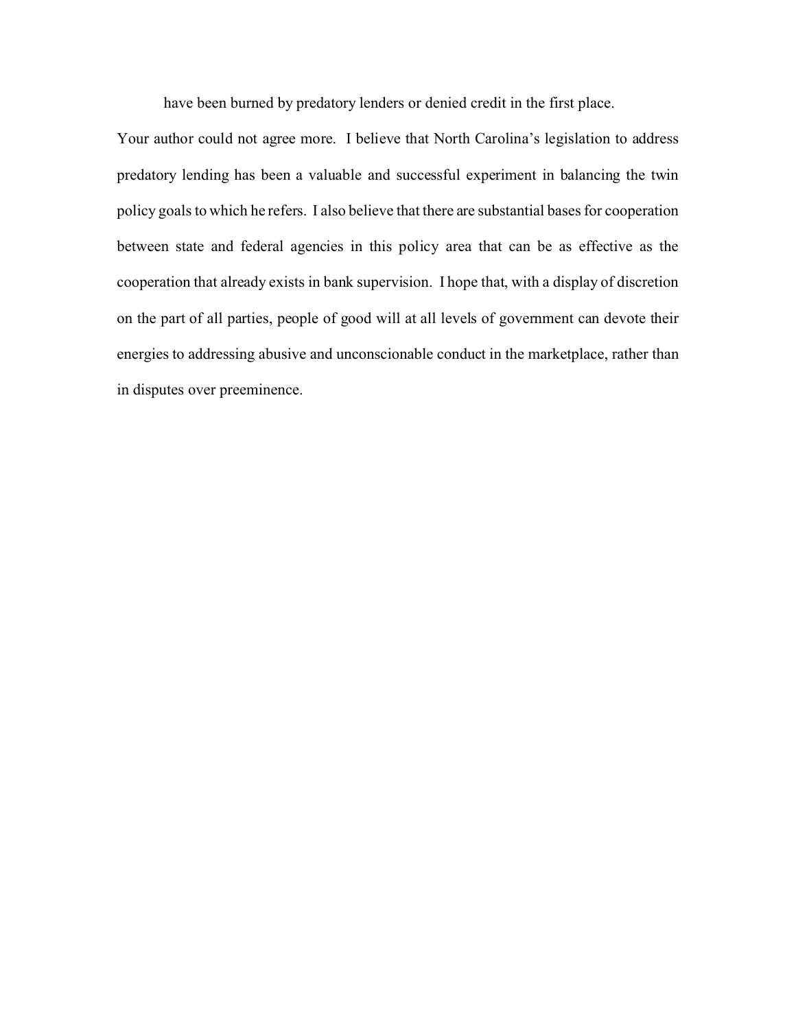have been burned by predatory lenders or denied credit in the first place.

Your author could not agree more. I believe that North Carolina's legislation to address predatory lending has been a valuable and successful experiment in balancing the twin policy goals to which he refers. I also believe that there are substantial bases for cooperation between state and federal agencies in this policy area that can be as effective as the cooperation that already exists in bank supervision. I hope that, with a display of discretion on the part of all parties, people of good will at all levels of government can devote their energies to addressing abusive and unconscionable conduct in the marketplace, rather than in disputes over preeminence.